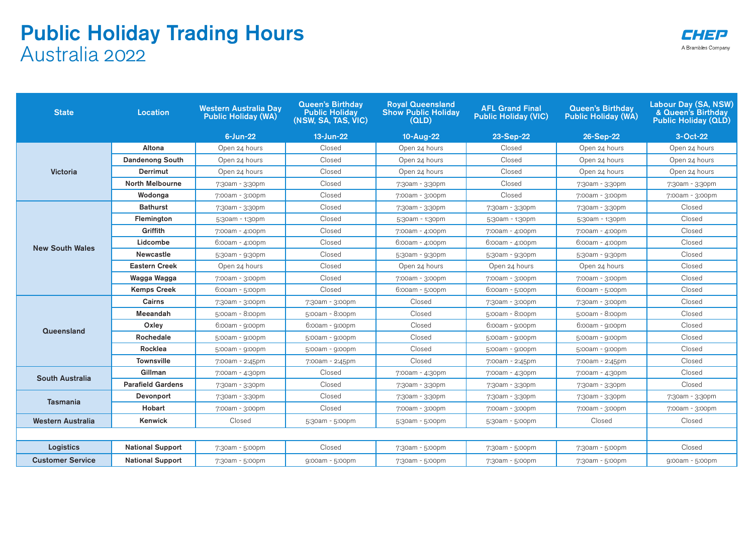# Public Holiday Trading Hours

## Australia 2022

CHEP
A Brambles Company

| State | Location | Western Australia Day Public Holiday (WA) | Queen's Birthday Public Holiday (NSW, SA, TAS, VIC) | Royal Queensland Show Public Holiday (QLD) | AFL Grand Final Public Holiday (VIC) | Queen's Birthday Public Holiday (WA) | Labour Day (SA, NSW) & Queen's Birthday Public Holiday (QLD) |
|---|---|---|---|---|---|---|---|
| | | 6-Jun-22 | 13-Jun-22 | 10-Aug-22 | 23-Sep-22 | 26-Sep-22 | 3-Oct-22 |
| Victoria | Altona | Open 24 hours | Closed | Open 24 hours | Closed | Open 24 hours | Open 24 hours |
| | Dandenong South | Open 24 hours | Closed | Open 24 hours | Closed | Open 24 hours | Open 24 hours |
| | Derrimut | Open 24 hours | Closed | Open 24 hours | Closed | Open 24 hours | Open 24 hours |
| | North Melbourne | 7:30am - 3:30pm | Closed | 7:30am - 3:30pm | Closed | 7:30am - 3:30pm | 7:30am - 3:30pm |
| | Wodonga | 7:00am - 3:00pm | Closed | 7:00am - 3:00pm | Closed | 7:00am - 3:00pm | 7:00am - 3:00pm |
| New South Wales | Bathurst | 7:30am - 3:30pm | Closed | 7:30am - 3:30pm | 7:30am - 3:30pm | 7:30am - 3:30pm | Closed |
| | Flemington | 5:30am - 1:30pm | Closed | 5:30am - 1:30pm | 5:30am - 1:30pm | 5:30am - 1:30pm | Closed |
| | Griffith | 7:00am - 4:00pm | Closed | 7:00am - 4:00pm | 7:00am - 4:00pm | 7:00am - 4:00pm | Closed |
| | Lidcombe | 6:00am - 4:00pm | Closed | 6:00am - 4:00pm | 6:00am - 4:00pm | 6:00am - 4:00pm | Closed |
| | Newcastle | 5:30am - 9:30pm | Closed | 5:30am - 9:30pm | 5:30am - 9:30pm | 5:30am - 9:30pm | Closed |
| | Eastern Creek | Open 24 hours | Closed | Open 24 hours | Open 24 hours | Open 24 hours | Closed |
| | Wagga Wagga | 7:00am - 3:00pm | Closed | 7:00am - 3:00pm | 7:00am - 3:00pm | 7:00am - 3:00pm | Closed |
| | Kemps Creek | 6:00am - 5:00pm | Closed | 6:00am - 5:00pm | 6:00am - 5:00pm | 6:00am - 5:00pm | Closed |
| Queensland | Cairns | 7:30am - 3:00pm | 7:30am - 3:00pm | Closed | 7:30am - 3:00pm | 7:30am - 3:00pm | Closed |
| | Meeandah | 5:00am - 8:00pm | 5:00am - 8:00pm | Closed | 5:00am - 8:00pm | 5:00am - 8:00pm | Closed |
| | Oxley | 6:00am - 9:00pm | 6:00am - 9:00pm | Closed | 6:00am - 9:00pm | 6:00am - 9:00pm | Closed |
| | Rochedale | 5:00am - 9:00pm | 5:00am - 9:00pm | Closed | 5:00am - 9:00pm | 5:00am - 9:00pm | Closed |
| | Rocklea | 5:00am - 9:00pm | 5:00am - 9:00pm | Closed | 5:00am - 9:00pm | 5:00am - 9:00pm | Closed |
| | Townsville | 7:00am - 2:45pm | 7:00am - 2:45pm | Closed | 7:00am - 2:45pm | 7:00am - 2:45pm | Closed |
| South Australia | Gillman | 7:00am - 4:30pm | Closed | 7:00am - 4:30pm | 7:00am - 4:30pm | 7:00am - 4:30pm | Closed |
| | Parafield Gardens | 7:30am - 3:30pm | Closed | 7:30am - 3:30pm | 7:30am - 3:30pm | 7:30am - 3:30pm | Closed |
| Tasmania | Devonport | 7:30am - 3:30pm | Closed | 7:30am - 3:30pm | 7:30am - 3:30pm | 7:30am - 3:30pm | 7:30am - 3:30pm |
| | Hobart | 7:00am - 3:00pm | Closed | 7:00am - 3:00pm | 7:00am - 3:00pm | 7:00am - 3:00pm | 7:00am - 3:00pm |
| Western Australia | Kenwick | Closed | 5:30am - 5:00pm | 5:30am - 5:00pm | 5:30am - 5:00pm | Closed | Closed |
| | | | | | | | |
| Logistics | National Support | 7:30am - 5:00pm | Closed | 7:30am - 5:00pm | 7:30am - 5:00pm | 7:30am - 5:00pm | Closed |
| Customer Service | National Support | 7:30am - 5:00pm | 9:00am - 5:00pm | 7:30am - 5:00pm | 7:30am - 5:00pm | 7:30am - 5:00pm | 9:00am - 5:00pm |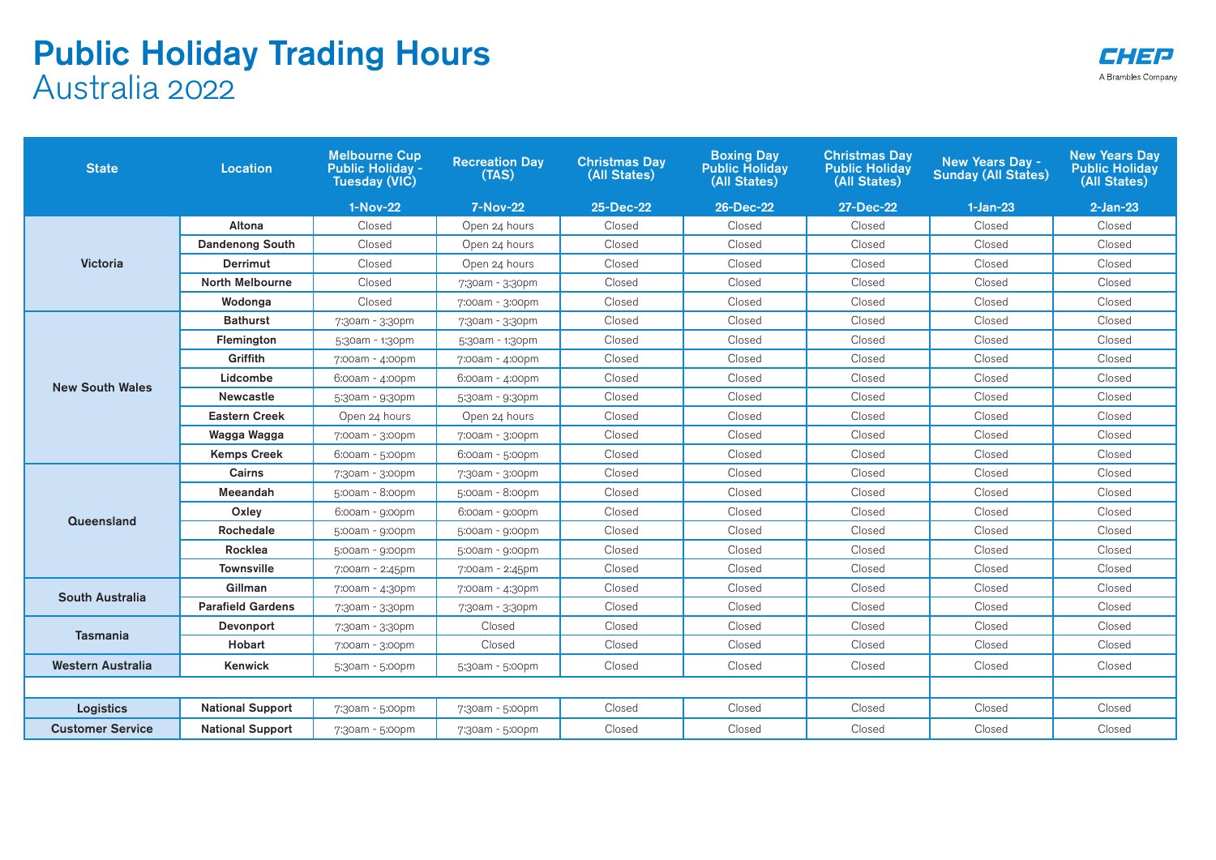# Public Holiday Trading Hours

## Australia 2022

CHEP
A Brambles Company

| State | Location | Melbourne Cup Public Holiday - Tuesday (VIC) | Recreation Day (TAS) | Christmas Day (All States) | Boxing Day Public Holiday (All States) | Christmas Day Public Holiday (All States) | New Years Day - Sunday (All States) | New Years Day Public Holiday (All States) |
|---|---|---|---|---|---|---|---|---|
| | | 1-Nov-22 | 7-Nov-22 | 25-Dec-22 | 26-Dec-22 | 27-Dec-22 | 1-Jan-23 | 2-Jan-23 |
| Victoria | Altona | Closed | Open 24 hours | Closed | Closed | Closed | Closed | Closed |
| | Dandenong South | Closed | Open 24 hours | Closed | Closed | Closed | Closed | Closed |
| | Derrimut | Closed | Open 24 hours | Closed | Closed | Closed | Closed | Closed |
| | North Melbourne | Closed | 7:30am - 3:30pm | Closed | Closed | Closed | Closed | Closed |
| | Wodonga | Closed | 7:00am - 3:00pm | Closed | Closed | Closed | Closed | Closed |
| New South Wales | Bathurst | 7:30am - 3:30pm | 7:30am - 3:30pm | Closed | Closed | Closed | Closed | Closed |
| | Flemington | 5:30am - 1:30pm | 5:30am - 1:30pm | Closed | Closed | Closed | Closed | Closed |
| | Griffith | 7:00am - 4:00pm | 7:00am - 4:00pm | Closed | Closed | Closed | Closed | Closed |
| | Lidcombe | 6:00am - 4:00pm | 6:00am - 4:00pm | Closed | Closed | Closed | Closed | Closed |
| | Newcastle | 5:30am - 9:30pm | 5:30am - 9:30pm | Closed | Closed | Closed | Closed | Closed |
| | Eastern Creek | Open 24 hours | Open 24 hours | Closed | Closed | Closed | Closed | Closed |
| | Wagga Wagga | 7:00am - 3:00pm | 7:00am - 3:00pm | Closed | Closed | Closed | Closed | Closed |
| | Kemps Creek | 6:00am - 5:00pm | 6:00am - 5:00pm | Closed | Closed | Closed | Closed | Closed |
| Queensland | Cairns | 7:30am - 3:00pm | 7:30am - 3:00pm | Closed | Closed | Closed | Closed | Closed |
| | Meeandah | 5:00am - 8:00pm | 5:00am - 8:00pm | Closed | Closed | Closed | Closed | Closed |
| | Oxley | 6:00am - 9:00pm | 6:00am - 9:00pm | Closed | Closed | Closed | Closed | Closed |
| | Rochedale | 5:00am - 9:00pm | 5:00am - 9:00pm | Closed | Closed | Closed | Closed | Closed |
| | Rocklea | 5:00am - 9:00pm | 5:00am - 9:00pm | Closed | Closed | Closed | Closed | Closed |
| | Townsville | 7:00am - 2:45pm | 7:00am - 2:45pm | Closed | Closed | Closed | Closed | Closed |
| South Australia | Gillman | 7:00am - 4:30pm | 7:00am - 4:30pm | Closed | Closed | Closed | Closed | Closed |
| | Parafield Gardens | 7:30am - 3:30pm | 7:30am - 3:30pm | Closed | Closed | Closed | Closed | Closed |
| Tasmania | Devonport | 7:30am - 3:30pm | Closed | Closed | Closed | Closed | Closed | Closed |
| | Hobart | 7:00am - 3:00pm | Closed | Closed | Closed | Closed | Closed | Closed |
| Western Australia | Kenwick | 5:30am - 5:00pm | 5:30am - 5:00pm | Closed | Closed | Closed | Closed | Closed |
| | | | | | | | | |
| Logistics | National Support | 7:30am - 5:00pm | 7:30am - 5:00pm | Closed | Closed | Closed | Closed | Closed |
| Customer Service | National Support | 7:30am - 5:00pm | 7:30am - 5:00pm | Closed | Closed | Closed | Closed | Closed |